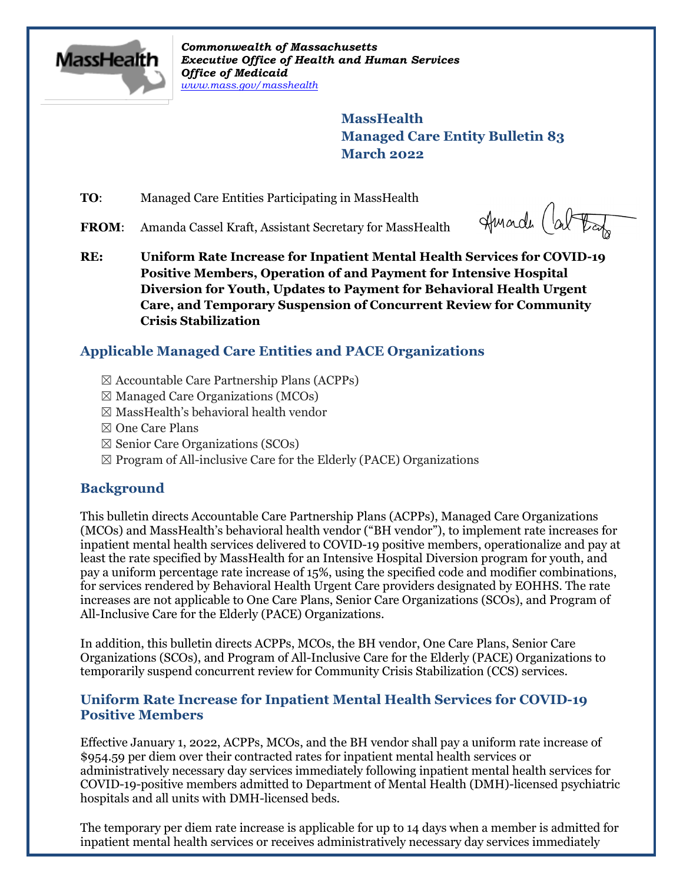*Commonwealth of Massachusetts*
*Executive Office of Health and Human Services*
*Office of Medicaid*
*www.mass.gov/masshealth*

**MassHealth**
**Managed Care Entity Bulletin 83**
**March 2022**

**TO**: Managed Care Entities Participating in MassHealth

**FROM**: Amanda Cassel Kraft, Assistant Secretary for MassHealth

**RE: Uniform Rate Increase for Inpatient Mental Health Services for COVID-19 Positive Members, Operation of and Payment for Intensive Hospital Diversion for Youth, Updates to Payment for Behavioral Health Urgent Care, and Temporary Suspension of Concurrent Review for Community Crisis Stabilization**

## Applicable Managed Care Entities and PACE Organizations

- ☒ Accountable Care Partnership Plans (ACPPs)
- ☒ Managed Care Organizations (MCOs)
- ☒ MassHealth's behavioral health vendor
- ☒ One Care Plans
- ☒ Senior Care Organizations (SCOs)
- ☒ Program of All-inclusive Care for the Elderly (PACE) Organizations

## Background

This bulletin directs Accountable Care Partnership Plans (ACPPs), Managed Care Organizations (MCOs) and MassHealth's behavioral health vendor ("BH vendor"), to implement rate increases for inpatient mental health services delivered to COVID-19 positive members, operationalize and pay at least the rate specified by MassHealth for an Intensive Hospital Diversion program for youth, and pay a uniform percentage rate increase of 15%, using the specified code and modifier combinations, for services rendered by Behavioral Health Urgent Care providers designated by EOHHS. The rate increases are not applicable to One Care Plans, Senior Care Organizations (SCOs), and Program of All-Inclusive Care for the Elderly (PACE) Organizations.

In addition, this bulletin directs ACPPs, MCOs, the BH vendor, One Care Plans, Senior Care Organizations (SCOs), and Program of All-Inclusive Care for the Elderly (PACE) Organizations to temporarily suspend concurrent review for Community Crisis Stabilization (CCS) services.

## Uniform Rate Increase for Inpatient Mental Health Services for COVID-19 Positive Members

Effective January 1, 2022, ACPPs, MCOs, and the BH vendor shall pay a uniform rate increase of $954.59 per diem over their contracted rates for inpatient mental health services or administratively necessary day services immediately following inpatient mental health services for COVID-19-positive members admitted to Department of Mental Health (DMH)-licensed psychiatric hospitals and all units with DMH-licensed beds.

The temporary per diem rate increase is applicable for up to 14 days when a member is admitted for inpatient mental health services or receives administratively necessary day services immediately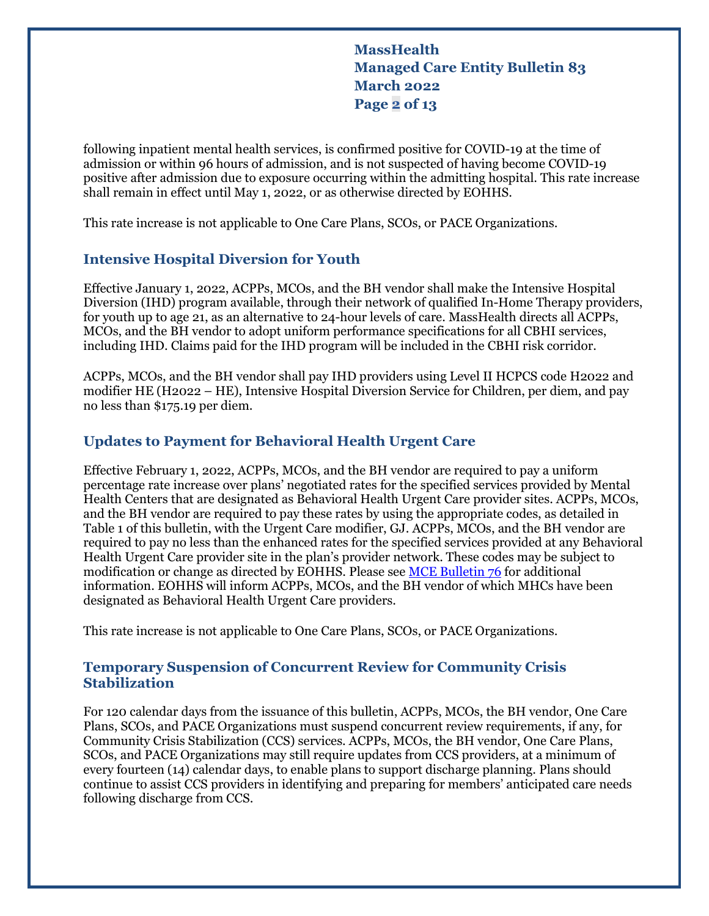following inpatient mental health services, is confirmed positive for COVID-19 at the time of admission or within 96 hours of admission, and is not suspected of having become COVID-19 positive after admission due to exposure occurring within the admitting hospital. This rate increase shall remain in effect until May 1, 2022, or as otherwise directed by EOHHS.

This rate increase is not applicable to One Care Plans, SCOs, or PACE Organizations.

## Intensive Hospital Diversion for Youth

Effective January 1, 2022, ACPPs, MCOs, and the BH vendor shall make the Intensive Hospital Diversion (IHD) program available, through their network of qualified In-Home Therapy providers, for youth up to age 21, as an alternative to 24-hour levels of care. MassHealth directs all ACPPs, MCOs, and the BH vendor to adopt uniform performance specifications for all CBHI services, including IHD. Claims paid for the IHD program will be included in the CBHI risk corridor.

ACPPs, MCOs, and the BH vendor shall pay IHD providers using Level II HCPCS code H2022 and modifier HE (H2022 – HE), Intensive Hospital Diversion Service for Children, per diem, and pay no less than $175.19 per diem.

## Updates to Payment for Behavioral Health Urgent Care

Effective February 1, 2022, ACPPs, MCOs, and the BH vendor are required to pay a uniform percentage rate increase over plans' negotiated rates for the specified services provided by Mental Health Centers that are designated as Behavioral Health Urgent Care provider sites. ACPPs, MCOs, and the BH vendor are required to pay these rates by using the appropriate codes, as detailed in Table 1 of this bulletin, with the Urgent Care modifier, GJ. ACPPs, MCOs, and the BH vendor are required to pay no less than the enhanced rates for the specified services provided at any Behavioral Health Urgent Care provider site in the plan's provider network. These codes may be subject to modification or change as directed by EOHHS. Please see [MCE Bulletin 76] for additional information. EOHHS will inform ACPPs, MCOs, and the BH vendor of which MHCs have been designated as Behavioral Health Urgent Care providers.

This rate increase is not applicable to One Care Plans, SCOs, or PACE Organizations.

## Temporary Suspension of Concurrent Review for Community Crisis Stabilization

For 120 calendar days from the issuance of this bulletin, ACPPs, MCOs, the BH vendor, One Care Plans, SCOs, and PACE Organizations must suspend concurrent review requirements, if any, for Community Crisis Stabilization (CCS) services. ACPPs, MCOs, the BH vendor, One Care Plans, SCOs, and PACE Organizations may still require updates from CCS providers, at a minimum of every fourteen (14) calendar days, to enable plans to support discharge planning. Plans should continue to assist CCS providers in identifying and preparing for members' anticipated care needs following discharge from CCS.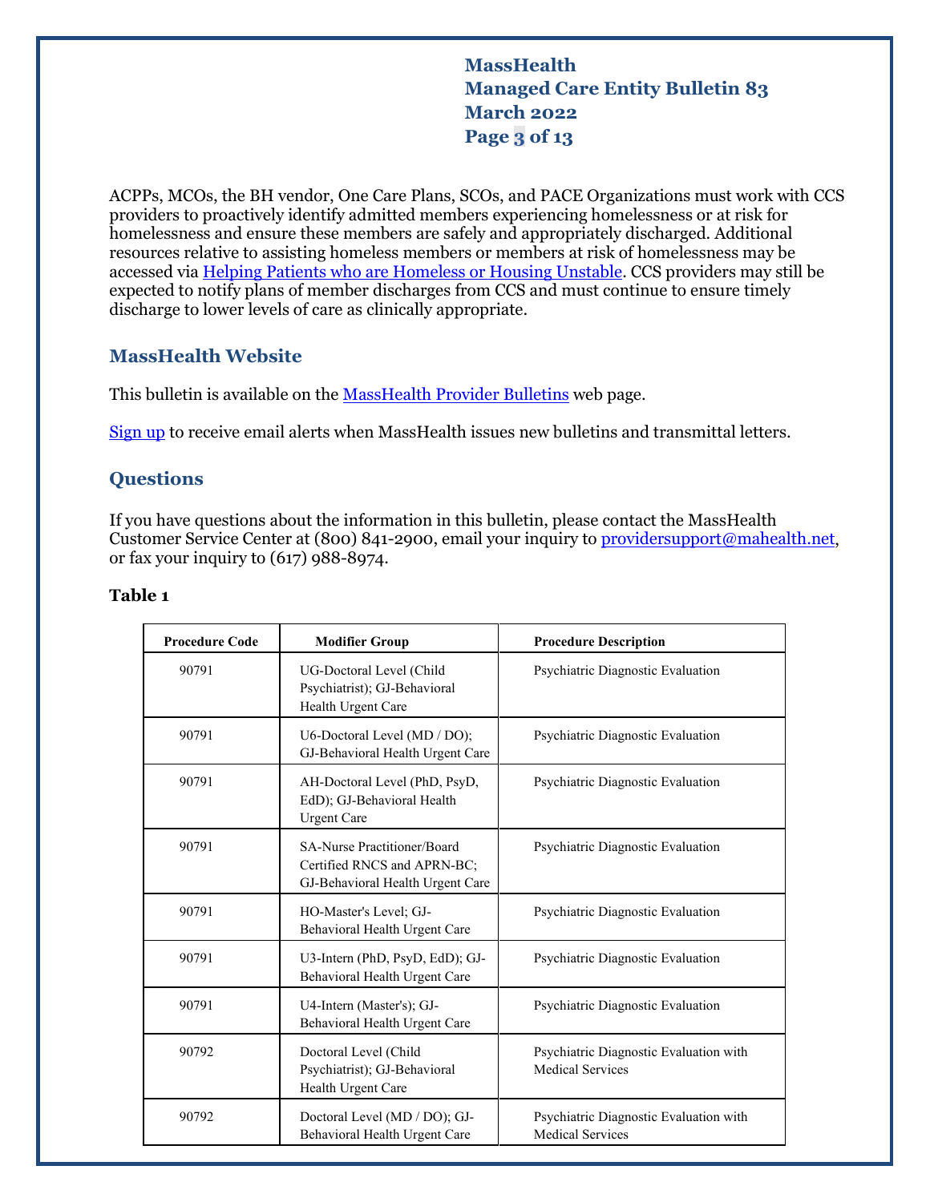ACPPs, MCOs, the BH vendor, One Care Plans, SCOs, and PACE Organizations must work with CCS providers to proactively identify admitted members experiencing homelessness or at risk for homelessness and ensure these members are safely and appropriately discharged. Additional resources relative to assisting homeless members or members at risk of homelessness may be accessed via Helping Patients who are Homeless or Housing Unstable. CCS providers may still be expected to notify plans of member discharges from CCS and must continue to ensure timely discharge to lower levels of care as clinically appropriate.

## MassHealth Website

This bulletin is available on the MassHealth Provider Bulletins web page.

Sign up to receive email alerts when MassHealth issues new bulletins and transmittal letters.

## Questions

If you have questions about the information in this bulletin, please contact the MassHealth Customer Service Center at (800) 841-2900, email your inquiry to providersupport@mahealth.net, or fax your inquiry to (617) 988-8974.

### Table 1

| Procedure Code | Modifier Group | Procedure Description |
|---|---|---|
| 90791 | UG-Doctoral Level (Child Psychiatrist); GJ-Behavioral Health Urgent Care | Psychiatric Diagnostic Evaluation |
| 90791 | U6-Doctoral Level (MD / DO); GJ-Behavioral Health Urgent Care | Psychiatric Diagnostic Evaluation |
| 90791 | AH-Doctoral Level (PhD, PsyD, EdD); GJ-Behavioral Health Urgent Care | Psychiatric Diagnostic Evaluation |
| 90791 | SA-Nurse Practitioner/Board Certified RNCS and APRN-BC; GJ-Behavioral Health Urgent Care | Psychiatric Diagnostic Evaluation |
| 90791 | HO-Master's Level; GJ-Behavioral Health Urgent Care | Psychiatric Diagnostic Evaluation |
| 90791 | U3-Intern (PhD, PsyD, EdD); GJ-Behavioral Health Urgent Care | Psychiatric Diagnostic Evaluation |
| 90791 | U4-Intern (Master's); GJ-Behavioral Health Urgent Care | Psychiatric Diagnostic Evaluation |
| 90792 | Doctoral Level (Child Psychiatrist); GJ-Behavioral Health Urgent Care | Psychiatric Diagnostic Evaluation with Medical Services |
| 90792 | Doctoral Level (MD / DO); GJ-Behavioral Health Urgent Care | Psychiatric Diagnostic Evaluation with Medical Services |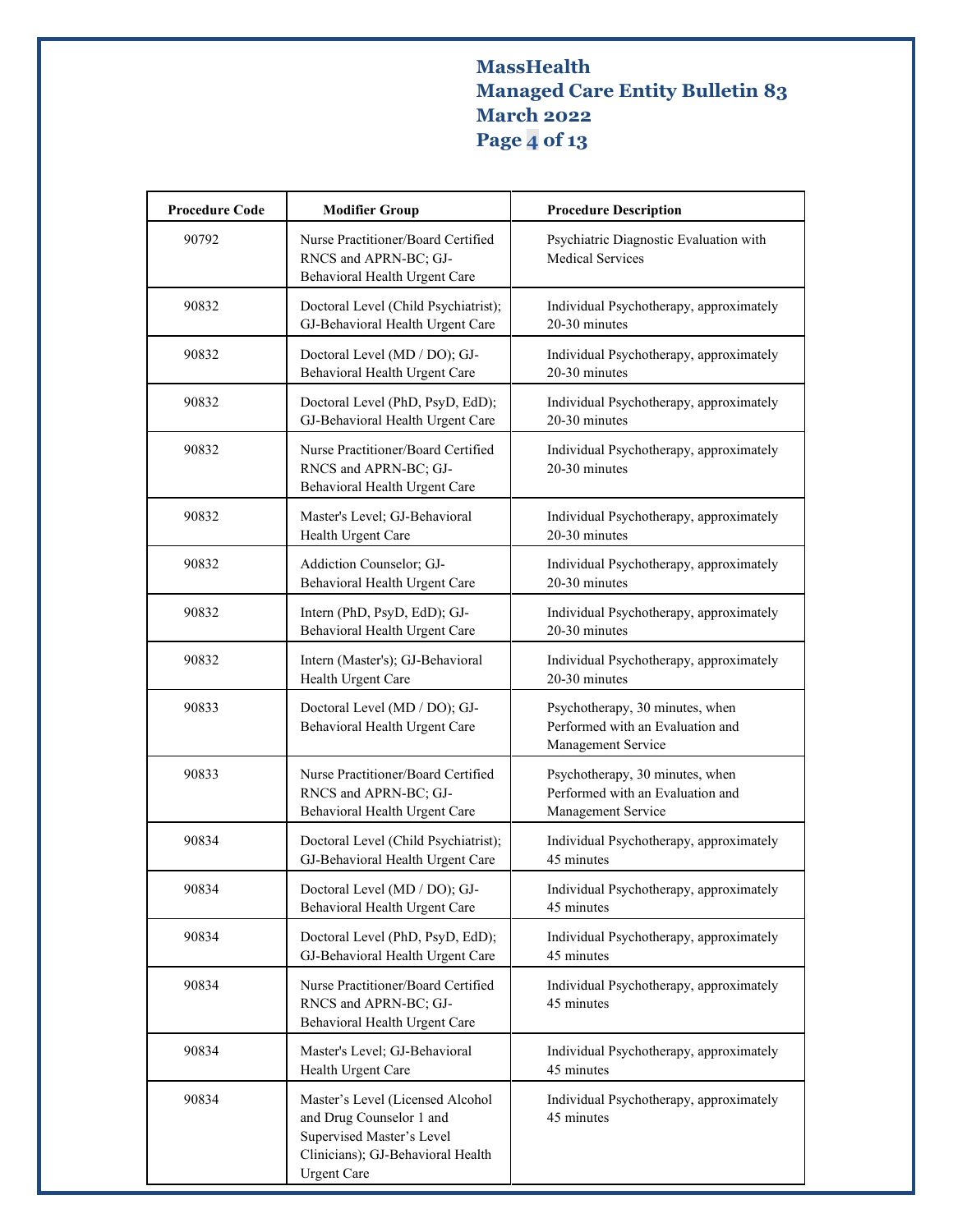| Procedure Code | Modifier Group | Procedure Description |
|---|---|---|
| 90792 | Nurse Practitioner/Board Certified RNCS and APRN-BC; GJ-Behavioral Health Urgent Care | Psychiatric Diagnostic Evaluation with Medical Services |
| 90832 | Doctoral Level (Child Psychiatrist); GJ-Behavioral Health Urgent Care | Individual Psychotherapy, approximately 20-30 minutes |
| 90832 | Doctoral Level (MD / DO); GJ-Behavioral Health Urgent Care | Individual Psychotherapy, approximately 20-30 minutes |
| 90832 | Doctoral Level (PhD, PsyD, EdD); GJ-Behavioral Health Urgent Care | Individual Psychotherapy, approximately 20-30 minutes |
| 90832 | Nurse Practitioner/Board Certified RNCS and APRN-BC; GJ-Behavioral Health Urgent Care | Individual Psychotherapy, approximately 20-30 minutes |
| 90832 | Master's Level; GJ-Behavioral Health Urgent Care | Individual Psychotherapy, approximately 20-30 minutes |
| 90832 | Addiction Counselor; GJ-Behavioral Health Urgent Care | Individual Psychotherapy, approximately 20-30 minutes |
| 90832 | Intern (PhD, PsyD, EdD); GJ-Behavioral Health Urgent Care | Individual Psychotherapy, approximately 20-30 minutes |
| 90832 | Intern (Master's); GJ-Behavioral Health Urgent Care | Individual Psychotherapy, approximately 20-30 minutes |
| 90833 | Doctoral Level (MD / DO); GJ-Behavioral Health Urgent Care | Psychotherapy, 30 minutes, when Performed with an Evaluation and Management Service |
| 90833 | Nurse Practitioner/Board Certified RNCS and APRN-BC; GJ-Behavioral Health Urgent Care | Psychotherapy, 30 minutes, when Performed with an Evaluation and Management Service |
| 90834 | Doctoral Level (Child Psychiatrist); GJ-Behavioral Health Urgent Care | Individual Psychotherapy, approximately 45 minutes |
| 90834 | Doctoral Level (MD / DO); GJ-Behavioral Health Urgent Care | Individual Psychotherapy, approximately 45 minutes |
| 90834 | Doctoral Level (PhD, PsyD, EdD); GJ-Behavioral Health Urgent Care | Individual Psychotherapy, approximately 45 minutes |
| 90834 | Nurse Practitioner/Board Certified RNCS and APRN-BC; GJ-Behavioral Health Urgent Care | Individual Psychotherapy, approximately 45 minutes |
| 90834 | Master's Level; GJ-Behavioral Health Urgent Care | Individual Psychotherapy, approximately 45 minutes |
| 90834 | Master’s Level (Licensed Alcohol and Drug Counselor 1 and Supervised Master’s Level Clinicians); GJ-Behavioral Health Urgent Care | Individual Psychotherapy, approximately 45 minutes |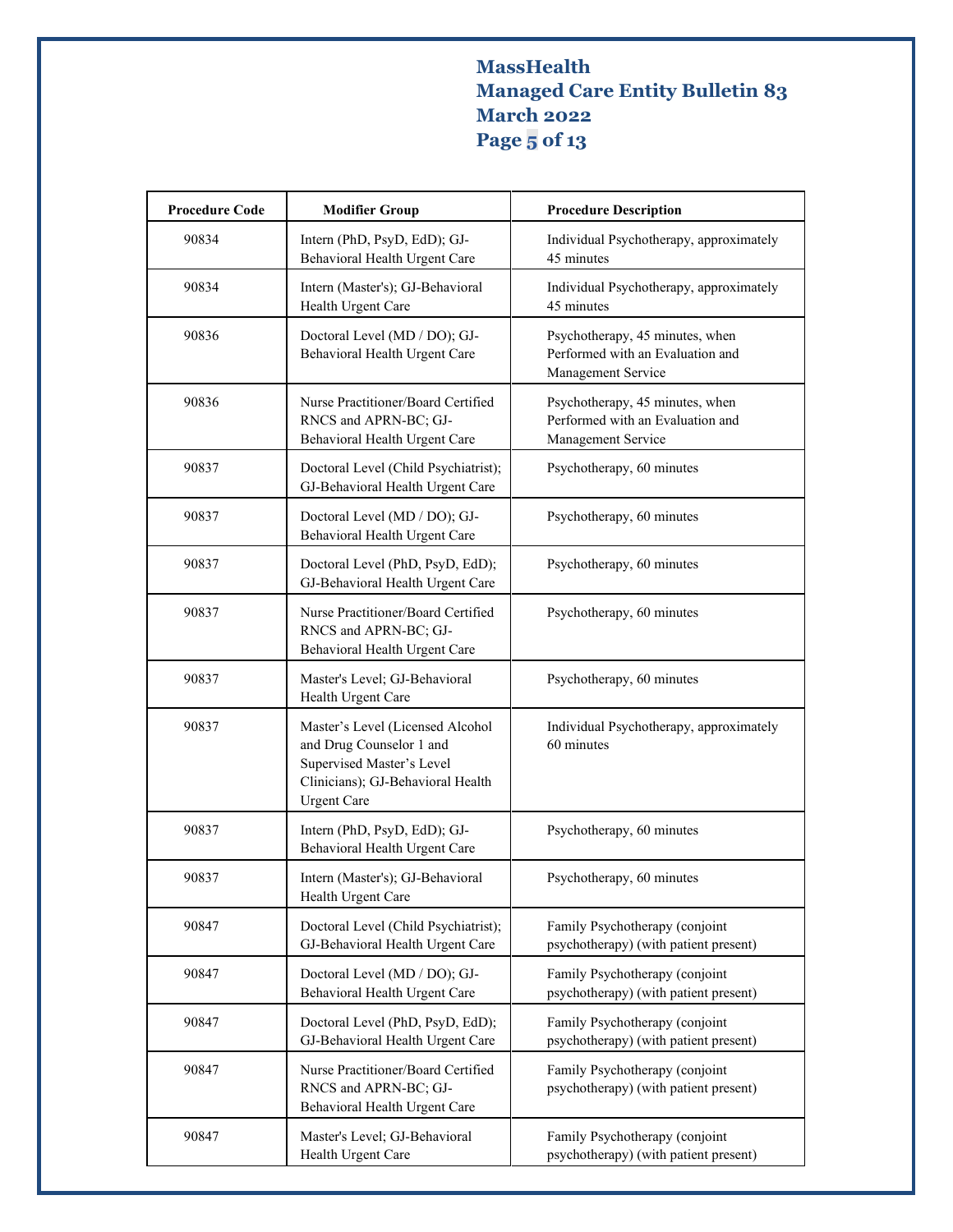| Procedure Code | Modifier Group | Procedure Description |
|---|---|---|
| 90834 | Intern (PhD, PsyD, EdD); GJ-Behavioral Health Urgent Care | Individual Psychotherapy, approximately 45 minutes |
| 90834 | Intern (Master's); GJ-Behavioral Health Urgent Care | Individual Psychotherapy, approximately 45 minutes |
| 90836 | Doctoral Level (MD / DO); GJ-Behavioral Health Urgent Care | Psychotherapy, 45 minutes, when Performed with an Evaluation and Management Service |
| 90836 | Nurse Practitioner/Board Certified RNCS and APRN-BC; GJ-Behavioral Health Urgent Care | Psychotherapy, 45 minutes, when Performed with an Evaluation and Management Service |
| 90837 | Doctoral Level (Child Psychiatrist); GJ-Behavioral Health Urgent Care | Psychotherapy, 60 minutes |
| 90837 | Doctoral Level (MD / DO); GJ-Behavioral Health Urgent Care | Psychotherapy, 60 minutes |
| 90837 | Doctoral Level (PhD, PsyD, EdD); GJ-Behavioral Health Urgent Care | Psychotherapy, 60 minutes |
| 90837 | Nurse Practitioner/Board Certified RNCS and APRN-BC; GJ-Behavioral Health Urgent Care | Psychotherapy, 60 minutes |
| 90837 | Master's Level; GJ-Behavioral Health Urgent Care | Psychotherapy, 60 minutes |
| 90837 | Master’s Level (Licensed Alcohol and Drug Counselor 1 and Supervised Master’s Level Clinicians); GJ-Behavioral Health Urgent Care | Individual Psychotherapy, approximately 60 minutes |
| 90837 | Intern (PhD, PsyD, EdD); GJ-Behavioral Health Urgent Care | Psychotherapy, 60 minutes |
| 90837 | Intern (Master's); GJ-Behavioral Health Urgent Care | Psychotherapy, 60 minutes |
| 90847 | Doctoral Level (Child Psychiatrist); GJ-Behavioral Health Urgent Care | Family Psychotherapy (conjoint psychotherapy) (with patient present) |
| 90847 | Doctoral Level (MD / DO); GJ-Behavioral Health Urgent Care | Family Psychotherapy (conjoint psychotherapy) (with patient present) |
| 90847 | Doctoral Level (PhD, PsyD, EdD); GJ-Behavioral Health Urgent Care | Family Psychotherapy (conjoint psychotherapy) (with patient present) |
| 90847 | Nurse Practitioner/Board Certified RNCS and APRN-BC; GJ-Behavioral Health Urgent Care | Family Psychotherapy (conjoint psychotherapy) (with patient present) |
| 90847 | Master's Level; GJ-Behavioral Health Urgent Care | Family Psychotherapy (conjoint psychotherapy) (with patient present) |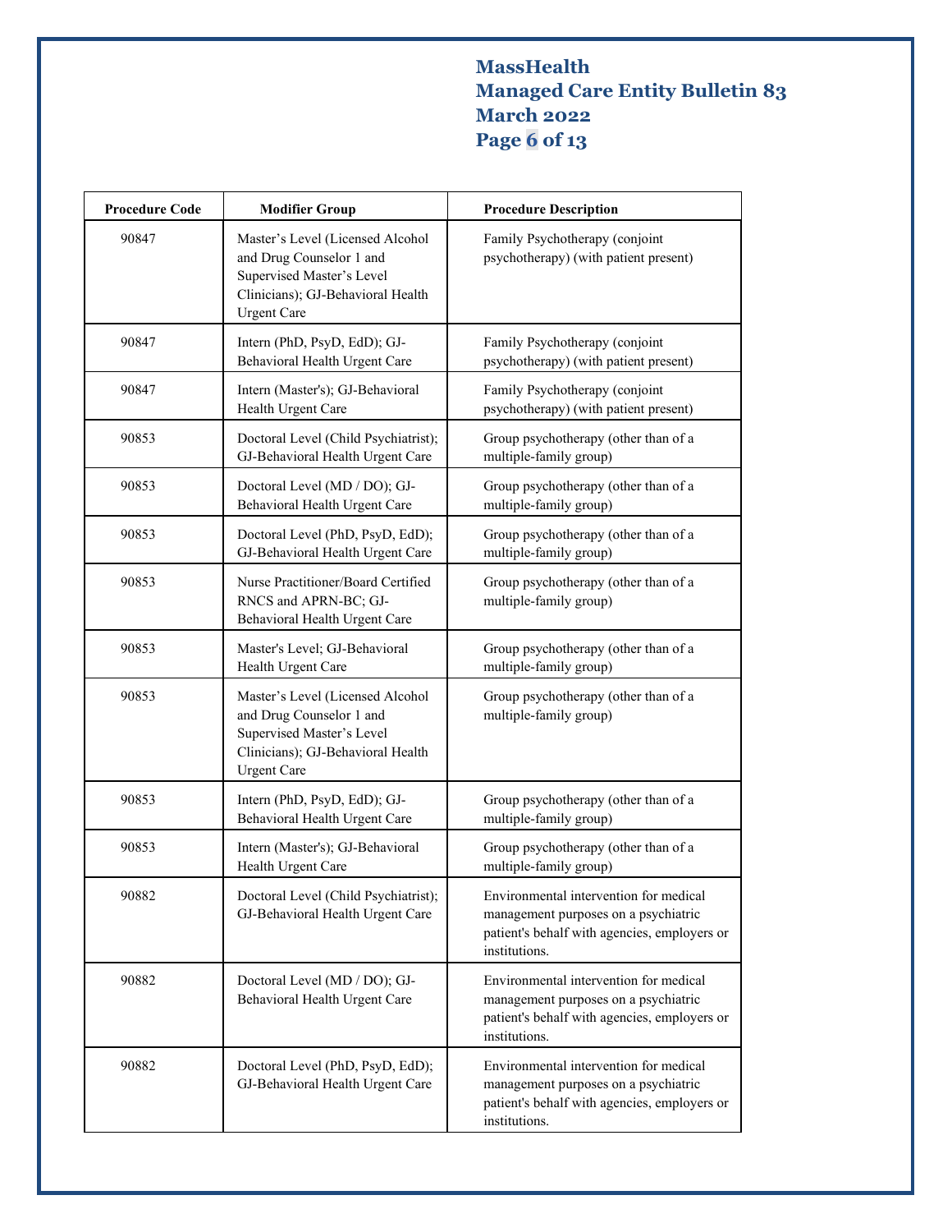| Procedure Code | Modifier Group | Procedure Description |
|---|---|---|
| 90847 | Master's Level (Licensed Alcohol and Drug Counselor 1 and Supervised Master's Level Clinicians); GJ-Behavioral Health Urgent Care | Family Psychotherapy (conjoint psychotherapy) (with patient present) |
| 90847 | Intern (PhD, PsyD, EdD); GJ-Behavioral Health Urgent Care | Family Psychotherapy (conjoint psychotherapy) (with patient present) |
| 90847 | Intern (Master's); GJ-Behavioral Health Urgent Care | Family Psychotherapy (conjoint psychotherapy) (with patient present) |
| 90853 | Doctoral Level (Child Psychiatrist); GJ-Behavioral Health Urgent Care | Group psychotherapy (other than of a multiple-family group) |
| 90853 | Doctoral Level (MD / DO); GJ-Behavioral Health Urgent Care | Group psychotherapy (other than of a multiple-family group) |
| 90853 | Doctoral Level (PhD, PsyD, EdD); GJ-Behavioral Health Urgent Care | Group psychotherapy (other than of a multiple-family group) |
| 90853 | Nurse Practitioner/Board Certified RNCS and APRN-BC; GJ-Behavioral Health Urgent Care | Group psychotherapy (other than of a multiple-family group) |
| 90853 | Master's Level; GJ-Behavioral Health Urgent Care | Group psychotherapy (other than of a multiple-family group) |
| 90853 | Master's Level (Licensed Alcohol and Drug Counselor 1 and Supervised Master's Level Clinicians); GJ-Behavioral Health Urgent Care | Group psychotherapy (other than of a multiple-family group) |
| 90853 | Intern (PhD, PsyD, EdD); GJ-Behavioral Health Urgent Care | Group psychotherapy (other than of a multiple-family group) |
| 90853 | Intern (Master's); GJ-Behavioral Health Urgent Care | Group psychotherapy (other than of a multiple-family group) |
| 90882 | Doctoral Level (Child Psychiatrist); GJ-Behavioral Health Urgent Care | Environmental intervention for medical management purposes on a psychiatric patient's behalf with agencies, employers or institutions. |
| 90882 | Doctoral Level (MD / DO); GJ-Behavioral Health Urgent Care | Environmental intervention for medical management purposes on a psychiatric patient's behalf with agencies, employers or institutions. |
| 90882 | Doctoral Level (PhD, PsyD, EdD); GJ-Behavioral Health Urgent Care | Environmental intervention for medical management purposes on a psychiatric patient's behalf with agencies, employers or institutions. |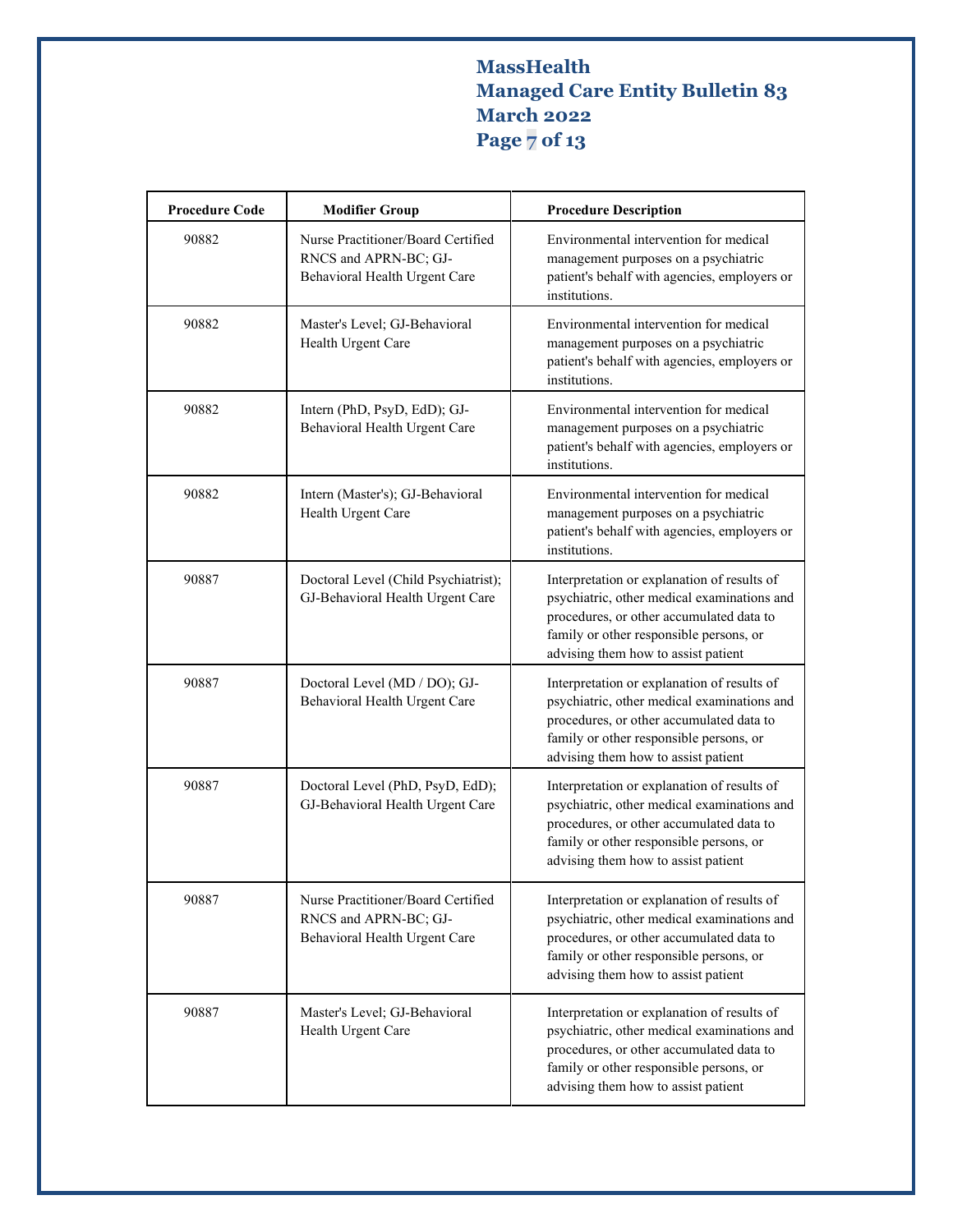| Procedure Code | Modifier Group | Procedure Description |
| --- | --- | --- |
| 90882 | Nurse Practitioner/Board Certified RNCS and APRN-BC; GJ-Behavioral Health Urgent Care | Environmental intervention for medical management purposes on a psychiatric patient's behalf with agencies, employers or institutions. |
| 90882 | Master's Level; GJ-Behavioral Health Urgent Care | Environmental intervention for medical management purposes on a psychiatric patient's behalf with agencies, employers or institutions. |
| 90882 | Intern (PhD, PsyD, EdD); GJ-Behavioral Health Urgent Care | Environmental intervention for medical management purposes on a psychiatric patient's behalf with agencies, employers or institutions. |
| 90882 | Intern (Master's); GJ-Behavioral Health Urgent Care | Environmental intervention for medical management purposes on a psychiatric patient's behalf with agencies, employers or institutions. |
| 90887 | Doctoral Level (Child Psychiatrist); GJ-Behavioral Health Urgent Care | Interpretation or explanation of results of psychiatric, other medical examinations and procedures, or other accumulated data to family or other responsible persons, or advising them how to assist patient |
| 90887 | Doctoral Level (MD / DO); GJ-Behavioral Health Urgent Care | Interpretation or explanation of results of psychiatric, other medical examinations and procedures, or other accumulated data to family or other responsible persons, or advising them how to assist patient |
| 90887 | Doctoral Level (PhD, PsyD, EdD); GJ-Behavioral Health Urgent Care | Interpretation or explanation of results of psychiatric, other medical examinations and procedures, or other accumulated data to family or other responsible persons, or advising them how to assist patient |
| 90887 | Nurse Practitioner/Board Certified RNCS and APRN-BC; GJ-Behavioral Health Urgent Care | Interpretation or explanation of results of psychiatric, other medical examinations and procedures, or other accumulated data to family or other responsible persons, or advising them how to assist patient |
| 90887 | Master's Level; GJ-Behavioral Health Urgent Care | Interpretation or explanation of results of psychiatric, other medical examinations and procedures, or other accumulated data to family or other responsible persons, or advising them how to assist patient |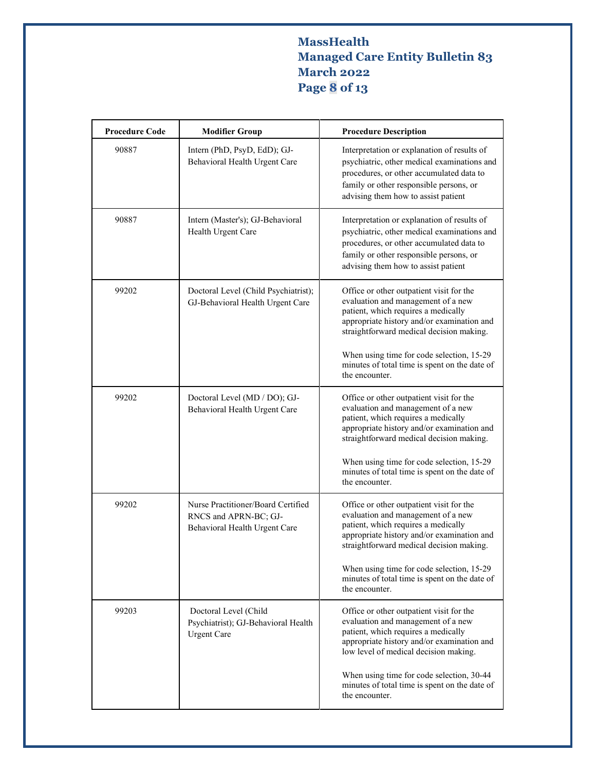| Procedure Code | Modifier Group | Procedure Description |
|---|---|---|
| 90887 | Intern (PhD, PsyD, EdD); GJ-Behavioral Health Urgent Care | Interpretation or explanation of results of psychiatric, other medical examinations and procedures, or other accumulated data to family or other responsible persons, or advising them how to assist patient |
| 90887 | Intern (Master's); GJ-Behavioral Health Urgent Care | Interpretation or explanation of results of psychiatric, other medical examinations and procedures, or other accumulated data to family or other responsible persons, or advising them how to assist patient |
| 99202 | Doctoral Level (Child Psychiatrist); GJ-Behavioral Health Urgent Care | Office or other outpatient visit for the evaluation and management of a new patient, which requires a medically appropriate history and/or examination and straightforward medical decision making. <br><br> When using time for code selection, 15-29 minutes of total time is spent on the date of the encounter. |
| 99202 | Doctoral Level (MD / DO); GJ-Behavioral Health Urgent Care | Office or other outpatient visit for the evaluation and management of a new patient, which requires a medically appropriate history and/or examination and straightforward medical decision making. <br><br> When using time for code selection, 15-29 minutes of total time is spent on the date of the encounter. |
| 99202 | Nurse Practitioner/Board Certified RNCS and APRN-BC; GJ-Behavioral Health Urgent Care | Office or other outpatient visit for the evaluation and management of a new patient, which requires a medically appropriate history and/or examination and straightforward medical decision making. <br><br> When using time for code selection, 15-29 minutes of total time is spent on the date of the encounter. |
| 99203 | Doctoral Level (Child Psychiatrist); GJ-Behavioral Health Urgent Care | Office or other outpatient visit for the evaluation and management of a new patient, which requires a medically appropriate history and/or examination and low level of medical decision making. <br><br> When using time for code selection, 30-44 minutes of total time is spent on the date of the encounter. |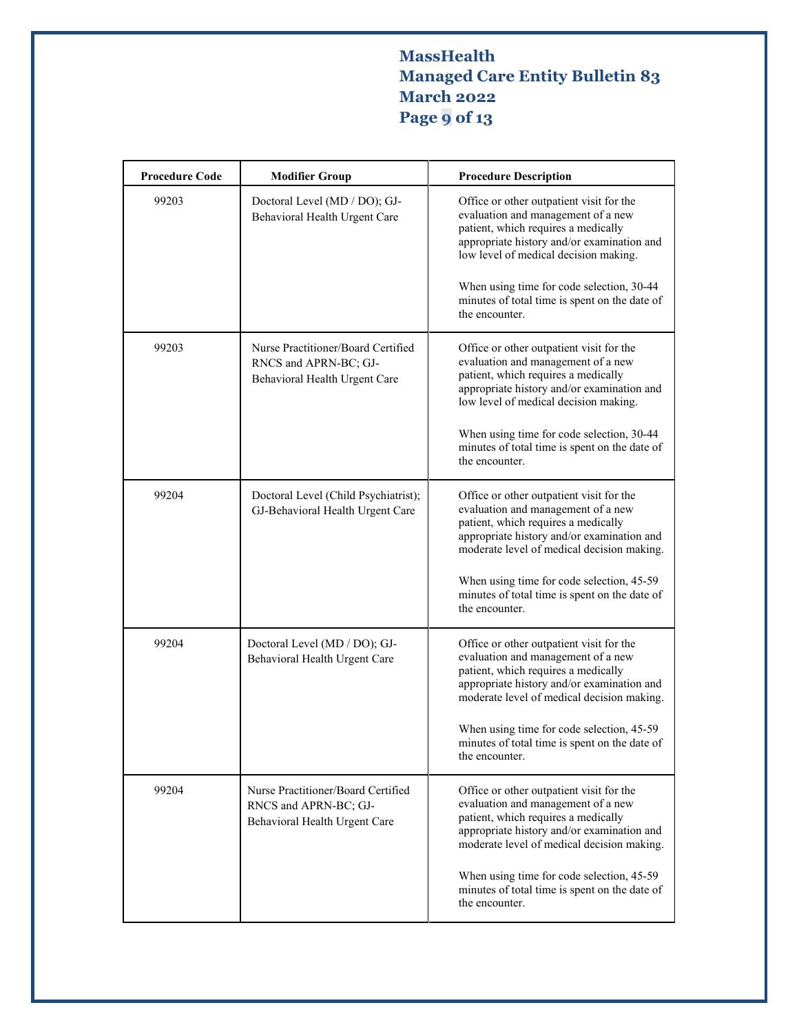| Procedure Code | Modifier Group | Procedure Description |
|---|---|---|
| 99203 | Doctoral Level (MD / DO); GJ-Behavioral Health Urgent Care | Office or other outpatient visit for the evaluation and management of a new patient, which requires a medically appropriate history and/or examination and low level of medical decision making.<br><br>When using time for code selection, 30-44 minutes of total time is spent on the date of the encounter. |
| 99203 | Nurse Practitioner/Board Certified RNCS and APRN-BC; GJ-Behavioral Health Urgent Care | Office or other outpatient visit for the evaluation and management of a new patient, which requires a medically appropriate history and/or examination and low level of medical decision making.<br><br>When using time for code selection, 30-44 minutes of total time is spent on the date of the encounter. |
| 99204 | Doctoral Level (Child Psychiatrist); GJ-Behavioral Health Urgent Care | Office or other outpatient visit for the evaluation and management of a new patient, which requires a medically appropriate history and/or examination and moderate level of medical decision making.<br><br>When using time for code selection, 45-59 minutes of total time is spent on the date of the encounter. |
| 99204 | Doctoral Level (MD / DO); GJ-Behavioral Health Urgent Care | Office or other outpatient visit for the evaluation and management of a new patient, which requires a medically appropriate history and/or examination and moderate level of medical decision making.<br><br>When using time for code selection, 45-59 minutes of total time is spent on the date of the encounter. |
| 99204 | Nurse Practitioner/Board Certified RNCS and APRN-BC; GJ-Behavioral Health Urgent Care | Office or other outpatient visit for the evaluation and management of a new patient, which requires a medically appropriate history and/or examination and moderate level of medical decision making.<br><br>When using time for code selection, 45-59 minutes of total time is spent on the date of the encounter. |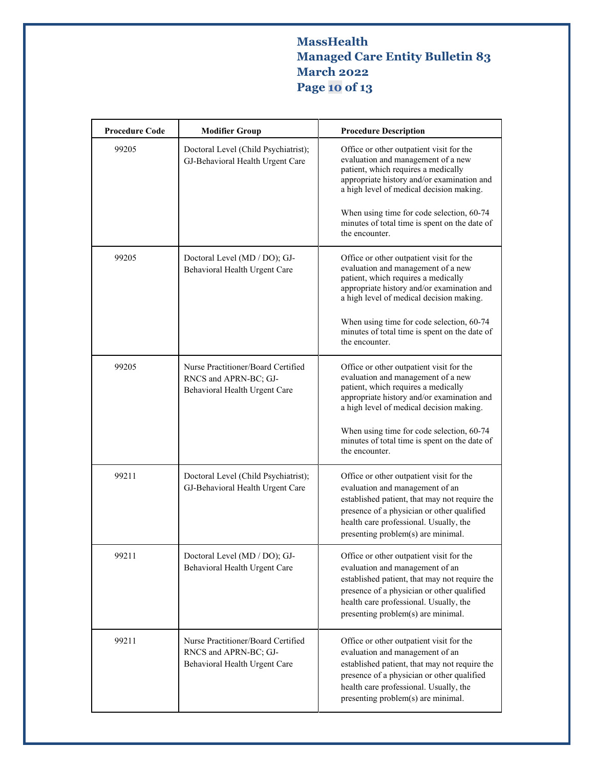| Procedure Code | Modifier Group | Procedure Description |
|---|---|---|
| 99205 | Doctoral Level (Child Psychiatrist); GJ-Behavioral Health Urgent Care | Office or other outpatient visit for the evaluation and management of a new patient, which requires a medically appropriate history and/or examination and a high level of medical decision making.<br><br>When using time for code selection, 60-74 minutes of total time is spent on the date of the encounter. |
| 99205 | Doctoral Level (MD / DO); GJ-Behavioral Health Urgent Care | Office or other outpatient visit for the evaluation and management of a new patient, which requires a medically appropriate history and/or examination and a high level of medical decision making.<br><br>When using time for code selection, 60-74 minutes of total time is spent on the date of the encounter. |
| 99205 | Nurse Practitioner/Board Certified RNCS and APRN-BC; GJ-Behavioral Health Urgent Care | Office or other outpatient visit for the evaluation and management of a new patient, which requires a medically appropriate history and/or examination and a high level of medical decision making.<br><br>When using time for code selection, 60-74 minutes of total time is spent on the date of the encounter. |
| 99211 | Doctoral Level (Child Psychiatrist); GJ-Behavioral Health Urgent Care | Office or other outpatient visit for the evaluation and management of an established patient, that may not require the presence of a physician or other qualified health care professional. Usually, the presenting problem(s) are minimal. |
| 99211 | Doctoral Level (MD / DO); GJ-Behavioral Health Urgent Care | Office or other outpatient visit for the evaluation and management of an established patient, that may not require the presence of a physician or other qualified health care professional. Usually, the presenting problem(s) are minimal. |
| 99211 | Nurse Practitioner/Board Certified RNCS and APRN-BC; GJ-Behavioral Health Urgent Care | Office or other outpatient visit for the evaluation and management of an established patient, that may not require the presence of a physician or other qualified health care professional. Usually, the presenting problem(s) are minimal. |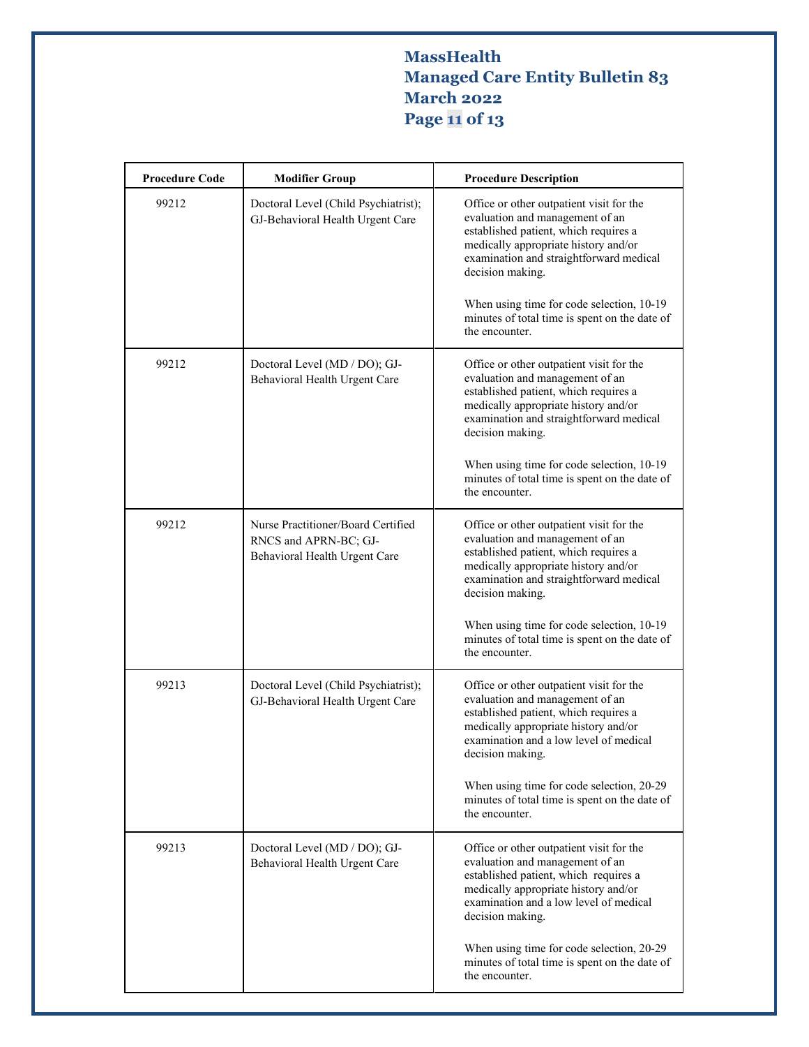| Procedure Code | Modifier Group | Procedure Description |
|---|---|---|
| 99212 | Doctoral Level (Child Psychiatrist); GJ-Behavioral Health Urgent Care | Office or other outpatient visit for the evaluation and management of an established patient, which requires a medically appropriate history and/or examination and straightforward medical decision making.<br><br>When using time for code selection, 10-19 minutes of total time is spent on the date of the encounter. |
| 99212 | Doctoral Level (MD / DO); GJ-Behavioral Health Urgent Care | Office or other outpatient visit for the evaluation and management of an established patient, which requires a medically appropriate history and/or examination and straightforward medical decision making.<br><br>When using time for code selection, 10-19 minutes of total time is spent on the date of the encounter. |
| 99212 | Nurse Practitioner/Board Certified RNCS and APRN-BC; GJ-Behavioral Health Urgent Care | Office or other outpatient visit for the evaluation and management of an established patient, which requires a medically appropriate history and/or examination and straightforward medical decision making.<br><br>When using time for code selection, 10-19 minutes of total time is spent on the date of the encounter. |
| 99213 | Doctoral Level (Child Psychiatrist); GJ-Behavioral Health Urgent Care | Office or other outpatient visit for the evaluation and management of an established patient, which requires a medically appropriate history and/or examination and a low level of medical decision making.<br><br>When using time for code selection, 20-29 minutes of total time is spent on the date of the encounter. |
| 99213 | Doctoral Level (MD / DO); GJ-Behavioral Health Urgent Care | Office or other outpatient visit for the evaluation and management of an established patient, which requires a medically appropriate history and/or examination and a low level of medical decision making.<br><br>When using time for code selection, 20-29 minutes of total time is spent on the date of the encounter. |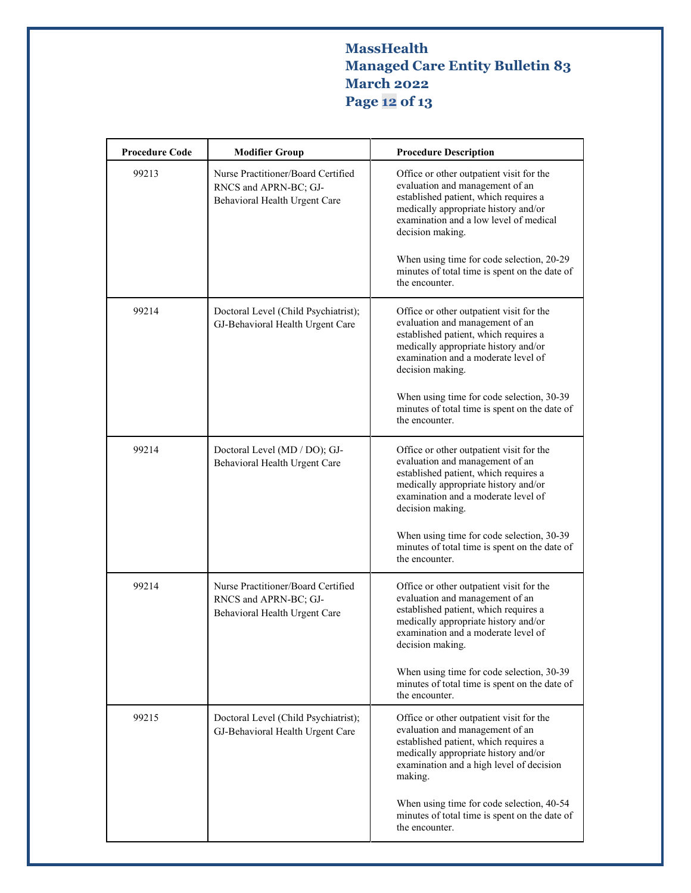| Procedure Code | Modifier Group | Procedure Description |
| --- | --- | --- |
| 99213 | Nurse Practitioner/Board Certified RNCS and APRN-BC; GJ-Behavioral Health Urgent Care | Office or other outpatient visit for the evaluation and management of an established patient, which requires a medically appropriate history and/or examination and a low level of medical decision making. When using time for code selection, 20-29 minutes of total time is spent on the date of the encounter. |
| 99214 | Doctoral Level (Child Psychiatrist); GJ-Behavioral Health Urgent Care | Office or other outpatient visit for the evaluation and management of an established patient, which requires a medically appropriate history and/or examination and a moderate level of decision making. When using time for code selection, 30-39 minutes of total time is spent on the date of the encounter. |
| 99214 | Doctoral Level (MD / DO); GJ-Behavioral Health Urgent Care | Office or other outpatient visit for the evaluation and management of an established patient, which requires a medically appropriate history and/or examination and a moderate level of decision making. When using time for code selection, 30-39 minutes of total time is spent on the date of the encounter. |
| 99214 | Nurse Practitioner/Board Certified RNCS and APRN-BC; GJ-Behavioral Health Urgent Care | Office or other outpatient visit for the evaluation and management of an established patient, which requires a medically appropriate history and/or examination and a moderate level of decision making. When using time for code selection, 30-39 minutes of total time is spent on the date of the encounter. |
| 99215 | Doctoral Level (Child Psychiatrist); GJ-Behavioral Health Urgent Care | Office or other outpatient visit for the evaluation and management of an established patient, which requires a medically appropriate history and/or examination and a high level of decision making. When using time for code selection, 40-54 minutes of total time is spent on the date of the encounter. |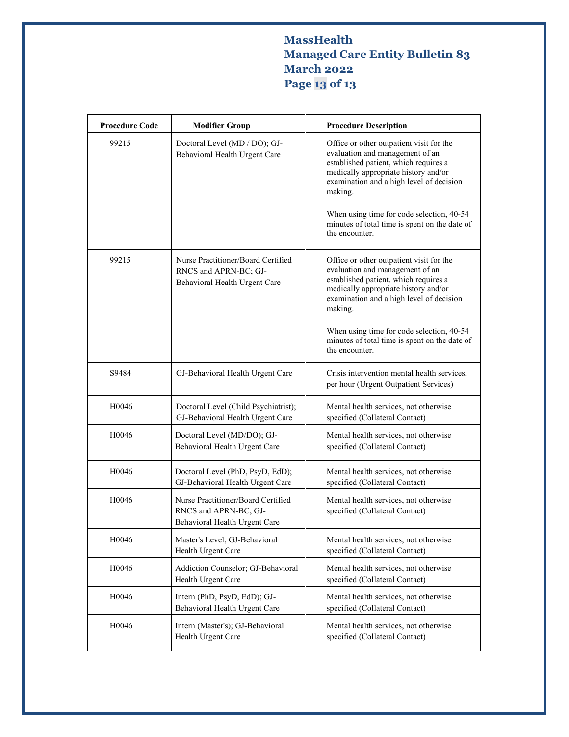| Procedure Code | Modifier Group | Procedure Description |
|---|---|---|
| 99215 | Doctoral Level (MD / DO); GJ-Behavioral Health Urgent Care | Office or other outpatient visit for the evaluation and management of an established patient, which requires a medically appropriate history and/or examination and a high level of decision making.<br><br>When using time for code selection, 40-54 minutes of total time is spent on the date of the encounter. |
| 99215 | Nurse Practitioner/Board Certified RNCS and APRN-BC; GJ-Behavioral Health Urgent Care | Office or other outpatient visit for the evaluation and management of an established patient, which requires a medically appropriate history and/or examination and a high level of decision making.<br><br>When using time for code selection, 40-54 minutes of total time is spent on the date of the encounter. |
| S9484 | GJ-Behavioral Health Urgent Care | Crisis intervention mental health services, per hour (Urgent Outpatient Services) |
| H0046 | Doctoral Level (Child Psychiatrist); GJ-Behavioral Health Urgent Care | Mental health services, not otherwise specified (Collateral Contact) |
| H0046 | Doctoral Level (MD/DO); GJ-Behavioral Health Urgent Care | Mental health services, not otherwise specified (Collateral Contact) |
| H0046 | Doctoral Level (PhD, PsyD, EdD); GJ-Behavioral Health Urgent Care | Mental health services, not otherwise specified (Collateral Contact) |
| H0046 | Nurse Practitioner/Board Certified RNCS and APRN-BC; GJ-Behavioral Health Urgent Care | Mental health services, not otherwise specified (Collateral Contact) |
| H0046 | Master's Level; GJ-Behavioral Health Urgent Care | Mental health services, not otherwise specified (Collateral Contact) |
| H0046 | Addiction Counselor; GJ-Behavioral Health Urgent Care | Mental health services, not otherwise specified (Collateral Contact) |
| H0046 | Intern (PhD, PsyD, EdD); GJ-Behavioral Health Urgent Care | Mental health services, not otherwise specified (Collateral Contact) |
| H0046 | Intern (Master's); GJ-Behavioral Health Urgent Care | Mental health services, not otherwise specified (Collateral Contact) |